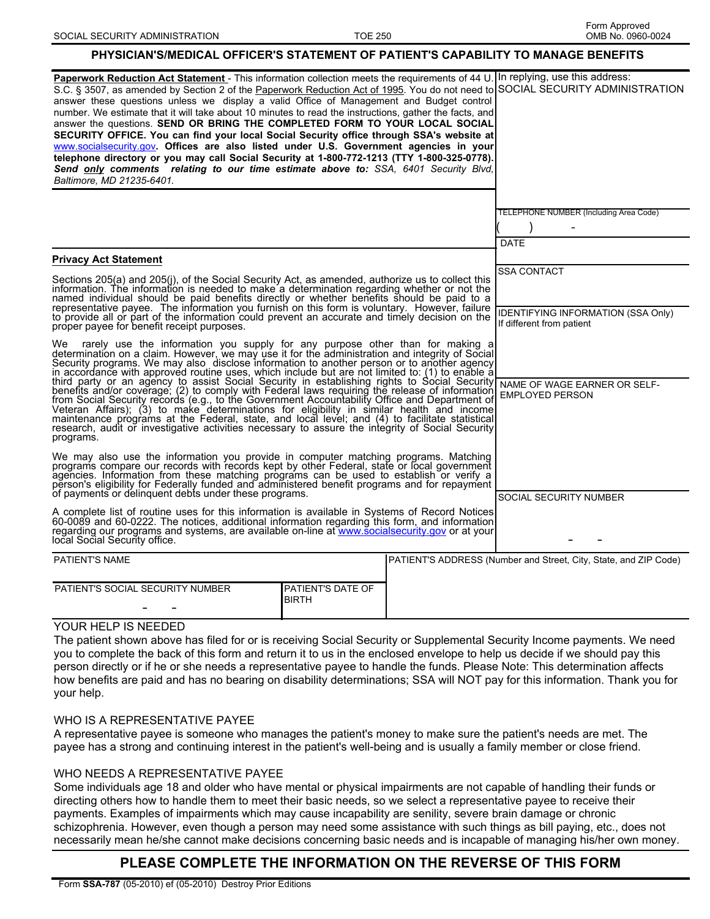SOCIAL SECURITY ADMINISTRATION | TOE 250 | Form Approved OMB No. 0960-0024

# PHYSICIAN'S/MEDICAL OFFICER'S STATEMENT OF PATIENT'S CAPABILITY TO MANAGE BENEFITS

**Paperwork Reduction Act Statement** - This information collection meets the requirements of 44 U.S.C. § 3507, as amended by Section 2 of the Paperwork Reduction Act of 1995. You do not need to answer these questions unless we display a valid Office of Management and Budget control number. We estimate that it will take about 10 minutes to read the instructions, gather the facts, and answer the questions. **SEND OR BRING THE COMPLETED FORM TO YOUR LOCAL SOCIAL SECURITY OFFICE. You can find your local Social Security office through SSA's website at www.socialsecurity.gov. Offices are also listed under U.S. Government agencies in your telephone directory or you may call Social Security at 1-800-772-1213 (TTY 1-800-325-0778).** ***Send only comments relating to our time estimate above to:*** *SSA, 6401 Security Blvd, Baltimore, MD 21235-6401.*

In replying, use this address:
SOCIAL SECURITY ADMINISTRATION

TELEPHONE NUMBER (Including Area Code)
(    )    -

DATE

SSA CONTACT

IDENTIFYING INFORMATION (SSA Only)
If different from patient

NAME OF WAGE EARNER OR SELF-EMPLOYED PERSON

SOCIAL SECURITY NUMBER
 -  -

**Privacy Act Statement**

Sections 205(a) and 205(j), of the Social Security Act, as amended, authorize us to collect this information. The information is needed to make a determination regarding whether or not the named individual should be paid benefits directly or whether benefits should be paid to a representative payee. The information you furnish on this form is voluntary. However, failure to provide all or part of the information could prevent an accurate and timely decision on the proper payee for benefit receipt purposes.

We rarely use the information you supply for any purpose other than for making a determination on a claim. However, we may use it for the administration and integrity of Social Security programs. We may also disclose information to another person or to another agency in accordance with approved routine uses, which include but are not limited to: (1) to enable a third party or an agency to assist Social Security in establishing rights to Social Security benefits and/or coverage; (2) to comply with Federal laws requiring the release of information from Social Security records (e.g., to the Government Accountability Office and Department of Veteran Affairs); (3) to make determinations for eligibility in similar health and income maintenance programs at the Federal, state, and local level; and (4) to facilitate statistical research, audit or investigative activities necessary to assure the integrity of Social Security programs.

We may also use the information you provide in computer matching programs. Matching programs compare our records with records kept by other Federal, state or local government agencies. Information from these matching programs can be used to establish or verify a person's eligibility for Federally funded and administered benefit programs and for repayment of payments or delinquent debts under these programs.

A complete list of routine uses for this information is available in Systems of Record Notices 60-0089 and 60-0222. The notices, additional information regarding this form, and information regarding our programs and systems, are available on-line at www.socialsecurity.gov or at your local Social Security office.

| PATIENT'S NAME | | PATIENT'S ADDRESS (Number and Street, City, State, and ZIP Code) |
|---|---|---|
| PATIENT'S SOCIAL SECURITY NUMBER<br> -  - | PATIENT'S DATE OF BIRTH | |

## YOUR HELP IS NEEDED

The patient shown above has filed for or is receiving Social Security or Supplemental Security Income payments. We need you to complete the back of this form and return it to us in the enclosed envelope to help us decide if we should pay this person directly or if he or she needs a representative payee to handle the funds. Please Note: This determination affects how benefits are paid and has no bearing on disability determinations; SSA will NOT pay for this information. Thank you for your help.

## WHO IS A REPRESENTATIVE PAYEE

A representative payee is someone who manages the patient's money to make sure the patient's needs are met. The payee has a strong and continuing interest in the patient's well-being and is usually a family member or close friend.

## WHO NEEDS A REPRESENTATIVE PAYEE

Some individuals age 18 and older who have mental or physical impairments are not capable of handling their funds or directing others how to handle them to meet their basic needs, so we select a representative payee to receive their payments. Examples of impairments which may cause incapability are senility, severe brain damage or chronic schizophrenia. However, even though a person may need some assistance with such things as bill paying, etc., does not necessarily mean he/she cannot make decisions concerning basic needs and is incapable of managing his/her own money.

## PLEASE COMPLETE THE INFORMATION ON THE REVERSE OF THIS FORM

Form **SSA-787** (05-2010) ef (05-2010) Destroy Prior Editions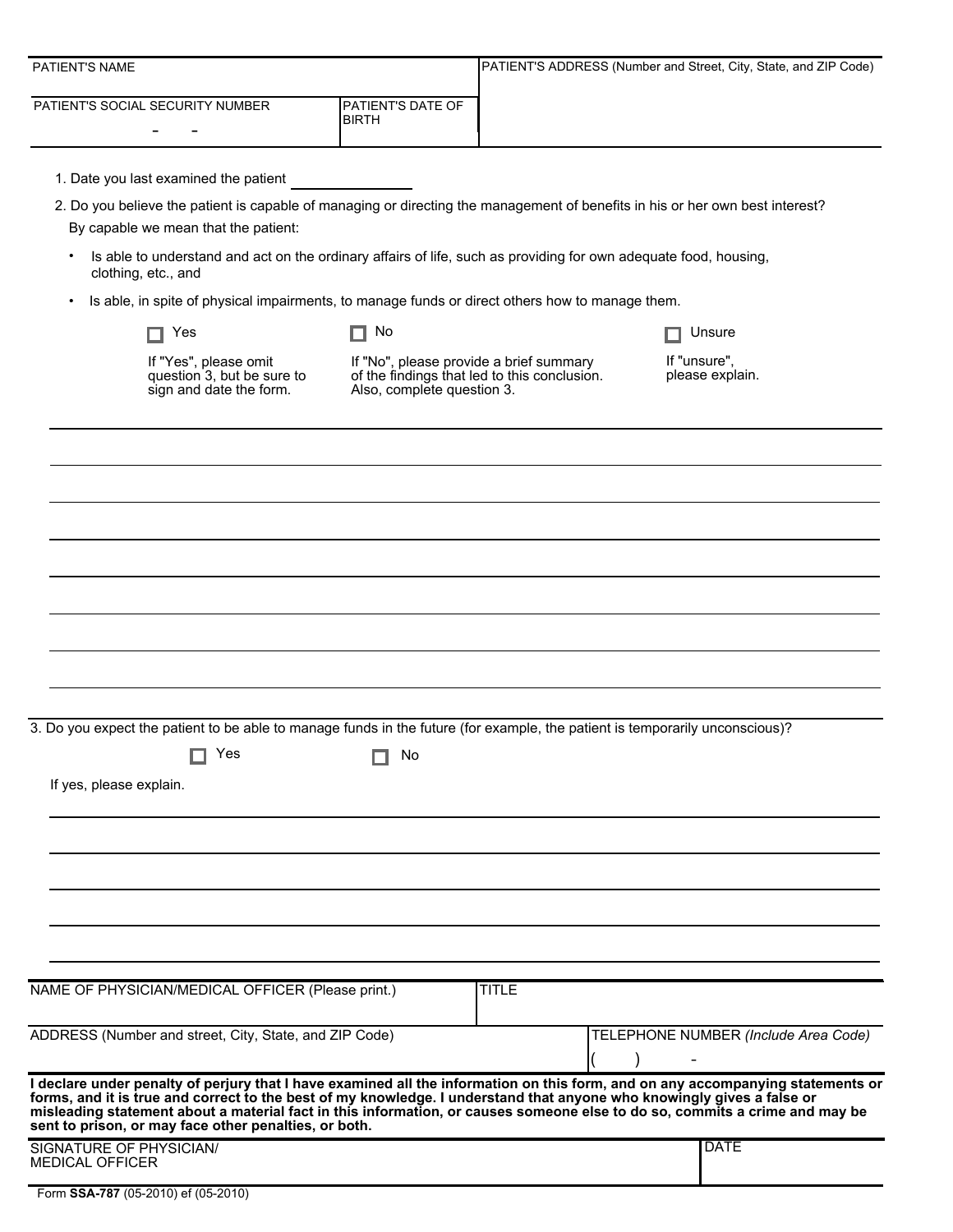| PATIENT'S NAME | | PATIENT'S ADDRESS (Number and Street, City, State, and ZIP Code) |
|---|---|---|
| PATIENT'S SOCIAL SECURITY NUMBER<br>- - | PATIENT'S DATE OF BIRTH | |

1. Date you last examined the patient \_\_\_\_\_\_\_\_\_\_

2. Do you believe the patient is capable of managing or directing the management of benefits in his or her own best interest?

   By capable we mean that the patient:

   - Is able to understand and act on the ordinary affairs of life, such as providing for own adequate food, housing, clothing, etc., and
   - Is able, in spite of physical impairments, to manage funds or direct others how to manage them.

   ☐ Yes — If "Yes", please omit question 3, but be sure to sign and date the form.

   ☐ No — If "No", please provide a brief summary of the findings that led to this conclusion. Also, complete question 3.

   ☐ Unsure — If "unsure", please explain.

3. Do you expect the patient to be able to manage funds in the future (for example, the patient is temporarily unconscious)?

   ☐ Yes ☐ No

   If yes, please explain.

| NAME OF PHYSICIAN/MEDICAL OFFICER (Please print.) | TITLE |
|---|---|
| ADDRESS (Number and street, City, State, and ZIP Code) | TELEPHONE NUMBER *(Include Area Code)*<br>( ) - |

**I declare under penalty of perjury that I have examined all the information on this form, and on any accompanying statements or forms, and it is true and correct to the best of my knowledge. I understand that anyone who knowingly gives a false or misleading statement about a material fact in this information, or causes someone else to do so, commits a crime and may be sent to prison, or may face other penalties, or both.**

| SIGNATURE OF PHYSICIAN/ MEDICAL OFFICER | DATE |
|---|---|

Form **SSA-787** (05-2010) ef (05-2010)